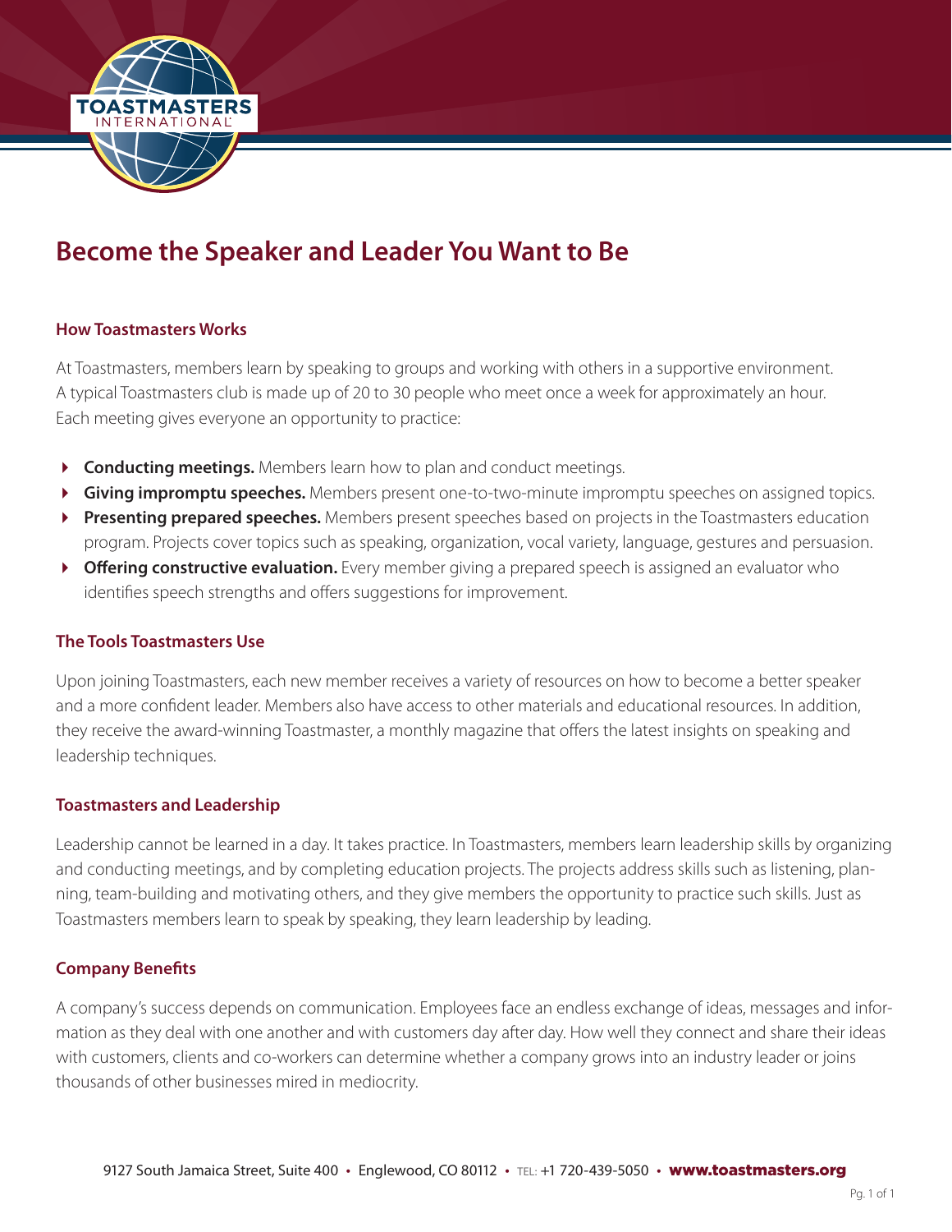# Become the Speaker and Leader You Want to Be

## How Toastmasters Works

At Toastmasters, members learn by speaking to groups and working with others in a supportive environment. A typical Toastmasters club is made up of 20 to 30 people who meet once a week for approximately an hour. Each meeting gives everyone an opportunity to practice:

- **Conducting meetings.** Members learn how to plan and conduct meetings.
- **Giving impromptu speeches.** Members present one-to-two-minute impromptu speeches on assigned topics.
- **Presenting prepared speeches.** Members present speeches based on projects in the Toastmasters education program. Projects cover topics such as speaking, organization, vocal variety, language, gestures and persuasion.
- **Offering constructive evaluation.** Every member giving a prepared speech is assigned an evaluator who identifies speech strengths and offers suggestions for improvement.

## The Tools Toastmasters Use

Upon joining Toastmasters, each new member receives a variety of resources on how to become a better speaker and a more confident leader. Members also have access to other materials and educational resources. In addition, they receive the award-winning Toastmaster, a monthly magazine that offers the latest insights on speaking and leadership techniques.

## Toastmasters and Leadership

Leadership cannot be learned in a day. It takes practice. In Toastmasters, members learn leadership skills by organizing and conducting meetings, and by completing education projects. The projects address skills such as listening, planning, team-building and motivating others, and they give members the opportunity to practice such skills. Just as Toastmasters members learn to speak by speaking, they learn leadership by leading.

## Company Benefits

A company's success depends on communication. Employees face an endless exchange of ideas, messages and information as they deal with one another and with customers day after day. How well they connect and share their ideas with customers, clients and co-workers can determine whether a company grows into an industry leader or joins thousands of other businesses mired in mediocrity.

9127 South Jamaica Street, Suite 400 • Englewood, CO 80112 • TEL: +1 720-439-5050 • **www.toastmasters.org**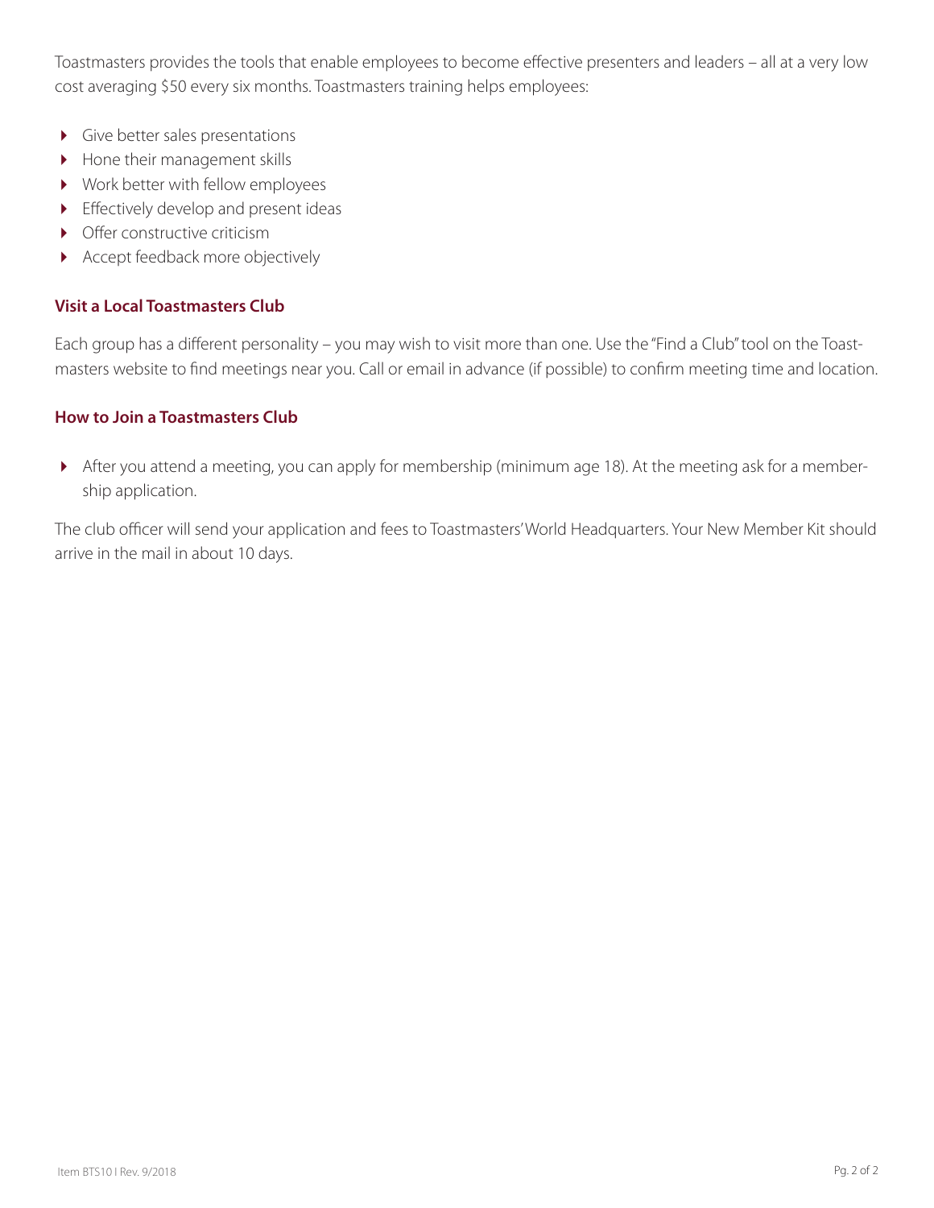Toastmasters provides the tools that enable employees to become effective presenters and leaders – all at a very low cost averaging $50 every six months. Toastmasters training helps employees:

- Give better sales presentations
- Hone their management skills
- Work better with fellow employees
- Effectively develop and present ideas
- Offer constructive criticism
- Accept feedback more objectively

### Visit a Local Toastmasters Club

Each group has a different personality – you may wish to visit more than one. Use the "Find a Club" tool on the Toastmasters website to find meetings near you. Call or email in advance (if possible) to confirm meeting time and location.

### How to Join a Toastmasters Club

- After you attend a meeting, you can apply for membership (minimum age 18). At the meeting ask for a membership application.

The club officer will send your application and fees to Toastmasters' World Headquarters. Your New Member Kit should arrive in the mail in about 10 days.

Item BTS10 | Rev. 9/2018